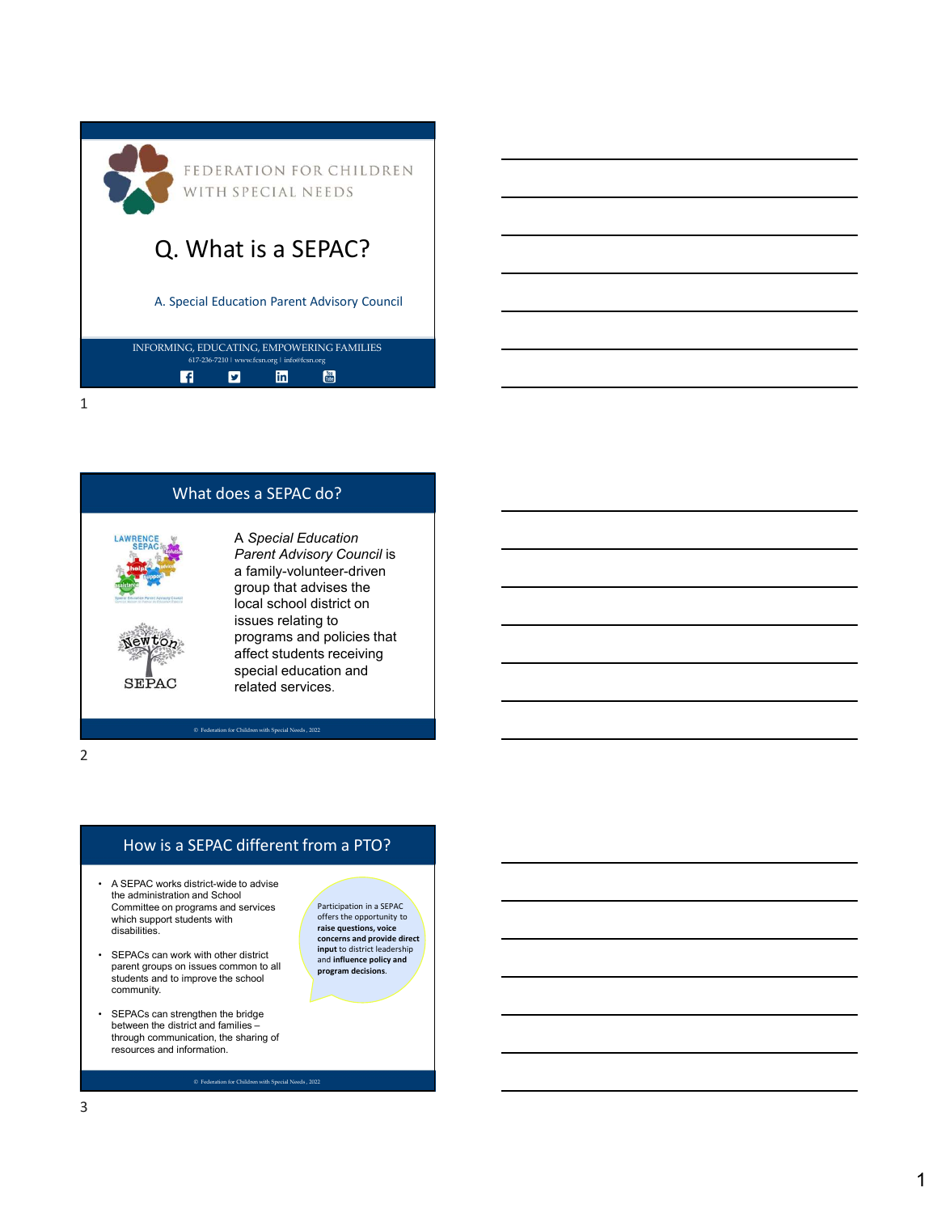FEDERATION FOR CHILDREN WITH SPECIAL NEEDS

# Q. What is a SEPAC?

A. Special Education Parent Advisory Council

INFORMING, EDUCATING, EMPOWERING FAMILIES

617-236-7210 | www.fcsn.org | info@fcsn.org

## What does a SEPAC do?

LAWRENCE SEPAC

Newton SEPAC

A *Special Education Parent Advisory Council* is a family-volunteer-driven group that advises the local school district on issues relating to programs and policies that affect students receiving special education and related services.

© Federation for Children with Special Needs, 2022

## How is a SEPAC different from a PTO?

- A SEPAC works district-wide to advise the administration and School Committee on programs and services which support students with disabilities.
- SEPACs can work with other district parent groups on issues common to all students and to improve the school community.
- SEPACs can strengthen the bridge between the district and families – through communication, the sharing of resources and information.

Participation in a SEPAC offers the opportunity to **raise questions, voice concerns and provide direct input** to district leadership and **influence policy and program decisions.**

© Federation for Children with Special Needs, 2022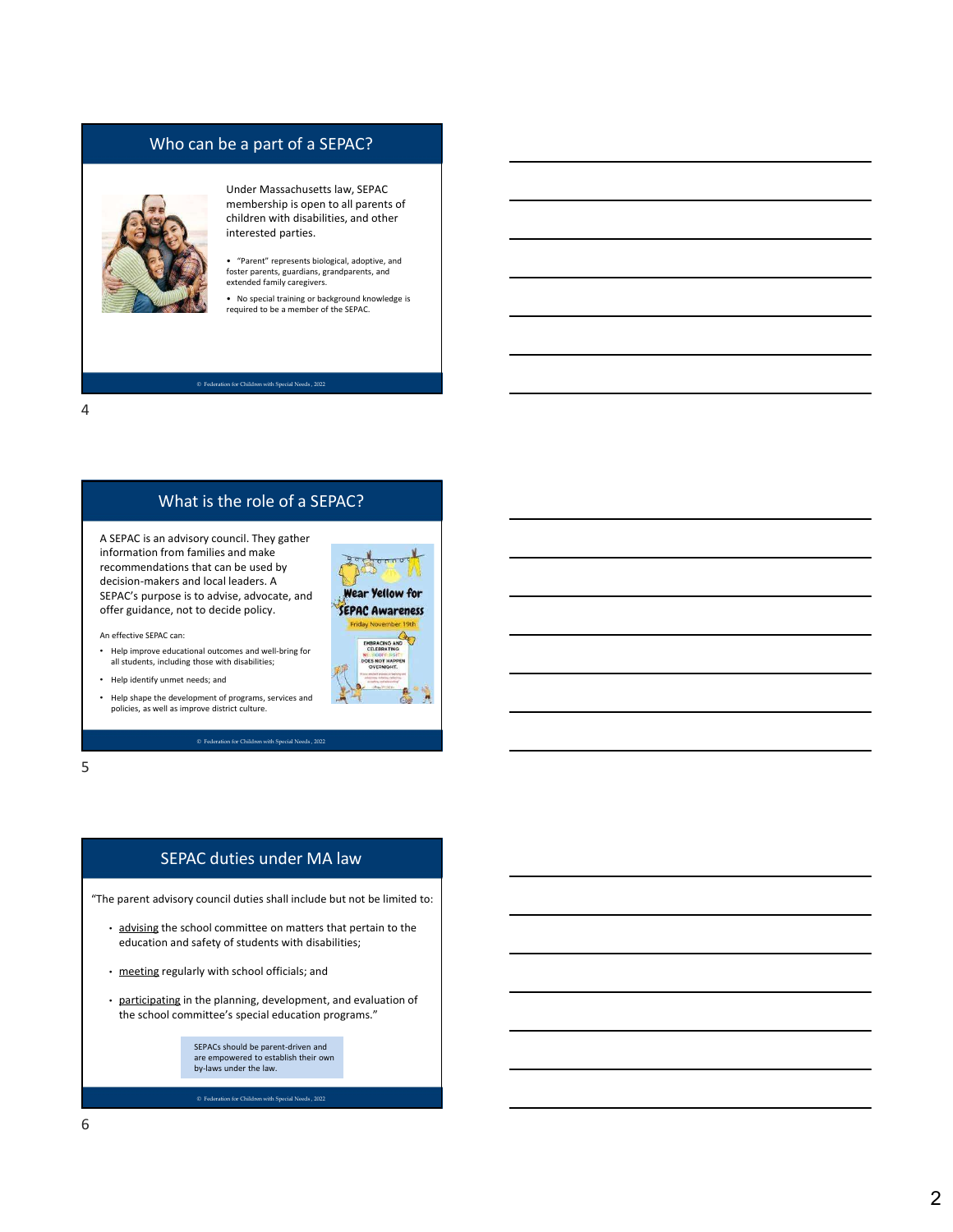## Who can be a part of a SEPAC?

Under Massachusetts law, SEPAC membership is open to all parents of children with disabilities, and other interested parties.

- "Parent" represents biological, adoptive, and foster parents, guardians, grandparents, and extended family caregivers.
- No special training or background knowledge is required to be a member of the SEPAC.

© Federation for Children with Special Needs, 2022

## What is the role of a SEPAC?

A SEPAC is an advisory council. They gather information from families and make recommendations that can be used by decision-makers and local leaders. A SEPAC's purpose is to advise, advocate, and offer guidance, not to decide policy.

An effective SEPAC can:

- Help improve educational outcomes and well-bring for all students, including those with disabilities;
- Help identify unmet needs; and
- Help shape the development of programs, services and policies, as well as improve district culture.

© Federation for Children with Special Needs, 2022

## SEPAC duties under MA law

"The parent advisory council duties shall include but not be limited to:

- advising the school committee on matters that pertain to the education and safety of students with disabilities;
- meeting regularly with school officials; and
- participating in the planning, development, and evaluation of the school committee's special education programs."

SEPACs should be parent-driven and are empowered to establish their own by-laws under the law.

© Federation for Children with Special Needs, 2022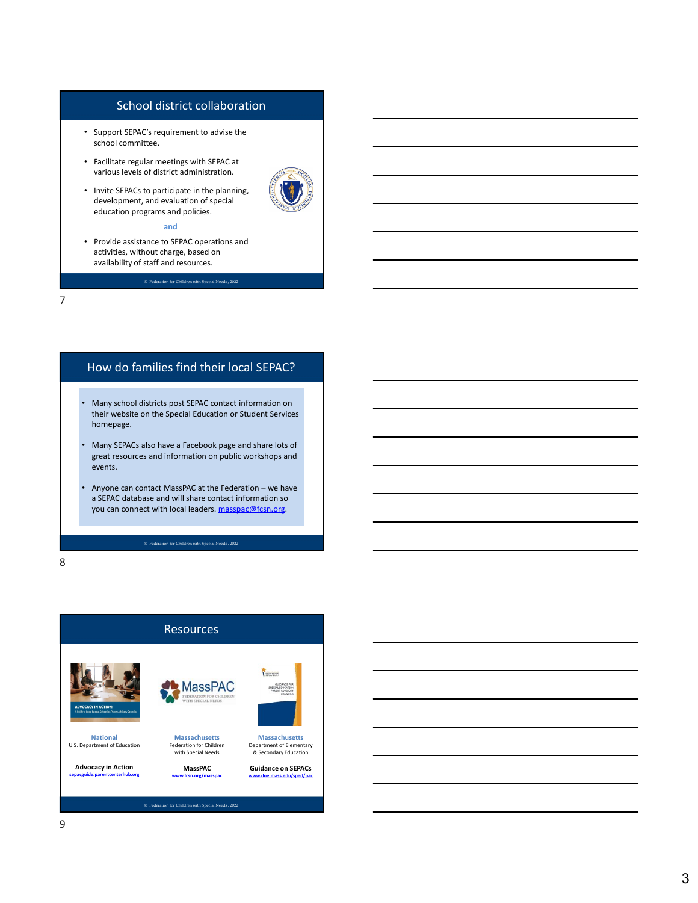## School district collaboration

- Support SEPAC's requirement to advise the school committee.
- Facilitate regular meetings with SEPAC at various levels of district administration.
- Invite SEPACs to participate in the planning, development, and evaluation of special education programs and policies.

**and**

- Provide assistance to SEPAC operations and activities, without charge, based on availability of staff and resources.

© Federation for Children with Special Needs, 2022

7

## How do families find their local SEPAC?

- Many school districts post SEPAC contact information on their website on the Special Education or Student Services homepage.
- Many SEPACs also have a Facebook page and share lots of great resources and information on public workshops and events.
- Anyone can contact MassPAC at the Federation – we have a SEPAC database and will share contact information so you can connect with local leaders. masspac@fcsn.org.

© Federation for Children with Special Needs, 2022

8

## Resources

| National | Massachusetts | Massachusetts |
|---|---|---|
| U.S. Department of Education | Federation for Children with Special Needs | Department of Elementary & Secondary Education |
| **Advocacy in Action** | **MassPAC** | **Guidance on SEPACs** |
| sepacguide.parentcenterhub.org | www.fcsn.org/masspac | www.doe.mass.edu/sped/pac |

© Federation for Children with Special Needs, 2022

9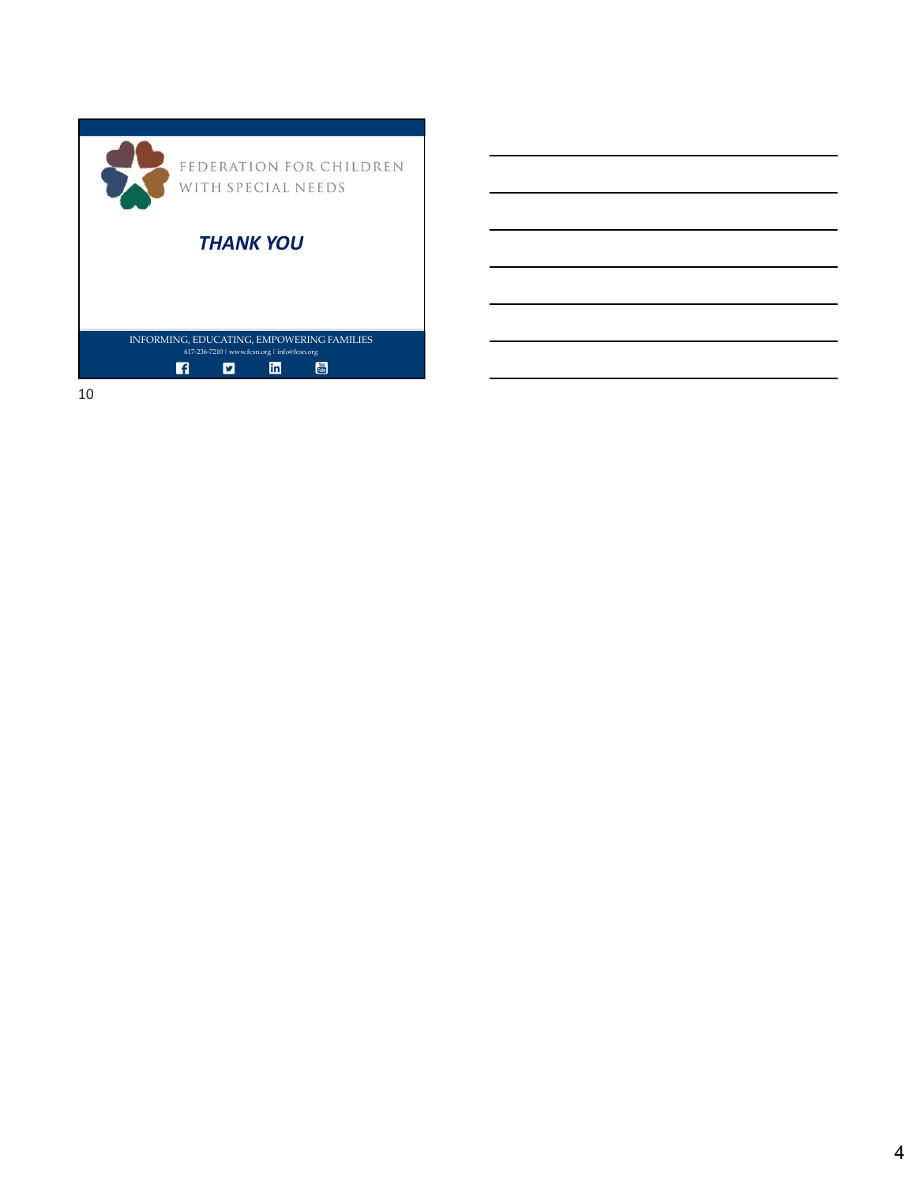FEDERATION FOR CHILDREN WITH SPECIAL NEEDS

***THANK YOU***

INFORMING, EDUCATING, EMPOWERING FAMILIES

617-236-7210 | www.fcsn.org | info@fcsn.org

10